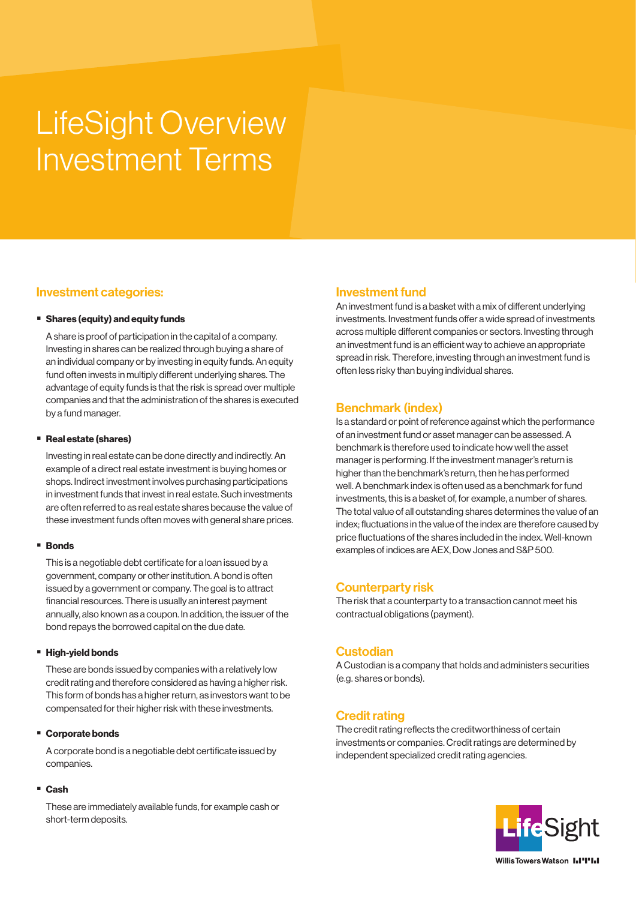# LifeSight Overview Investment Terms

## Investment categories:

- **Shares (equity) and equity funds**

  A share is proof of participation in the capital of a company. Investing in shares can be realized through buying a share of an individual company or by investing in equity funds. An equity fund often invests in multiply different underlying shares. The advantage of equity funds is that the risk is spread over multiple companies and that the administration of the shares is executed by a fund manager.

- **Real estate (shares)**

  Investing in real estate can be done directly and indirectly. An example of a direct real estate investment is buying homes or shops. Indirect investment involves purchasing participations in investment funds that invest in real estate. Such investments are often referred to as real estate shares because the value of these investment funds often moves with general share prices.

- **Bonds**

  This is a negotiable debt certificate for a loan issued by a government, company or other institution. A bond is often issued by a government or company. The goal is to attract financial resources. There is usually an interest payment annually, also known as a coupon. In addition, the issuer of the bond repays the borrowed capital on the due date.

- **High-yield bonds**

  These are bonds issued by companies with a relatively low credit rating and therefore considered as having a higher risk. This form of bonds has a higher return, as investors want to be compensated for their higher risk with these investments.

- **Corporate bonds**

  A corporate bond is a negotiable debt certificate issued by companies.

- **Cash**

  These are immediately available funds, for example cash or short-term deposits.

## Investment fund

An investment fund is a basket with a mix of different underlying investments. Investment funds offer a wide spread of investments across multiple different companies or sectors. Investing through an investment fund is an efficient way to achieve an appropriate spread in risk. Therefore, investing through an investment fund is often less risky than buying individual shares.

## Benchmark (index)

Is a standard or point of reference against which the performance of an investment fund or asset manager can be assessed. A benchmark is therefore used to indicate how well the asset manager is performing. If the investment manager's return is higher than the benchmark's return, then he has performed well. A benchmark index is often used as a benchmark for fund investments, this is a basket of, for example, a number of shares. The total value of all outstanding shares determines the value of an index; fluctuations in the value of the index are therefore caused by price fluctuations of the shares included in the index. Well-known examples of indices are AEX, Dow Jones and S&P 500.

## Counterparty risk

The risk that a counterparty to a transaction cannot meet his contractual obligations (payment).

## Custodian

A Custodian is a company that holds and administers securities (e.g. shares or bonds).

## Credit rating

The credit rating reflects the creditworthiness of certain investments or companies. Credit ratings are determined by independent specialized credit rating agencies.

LifeSight
Willis Towers Watson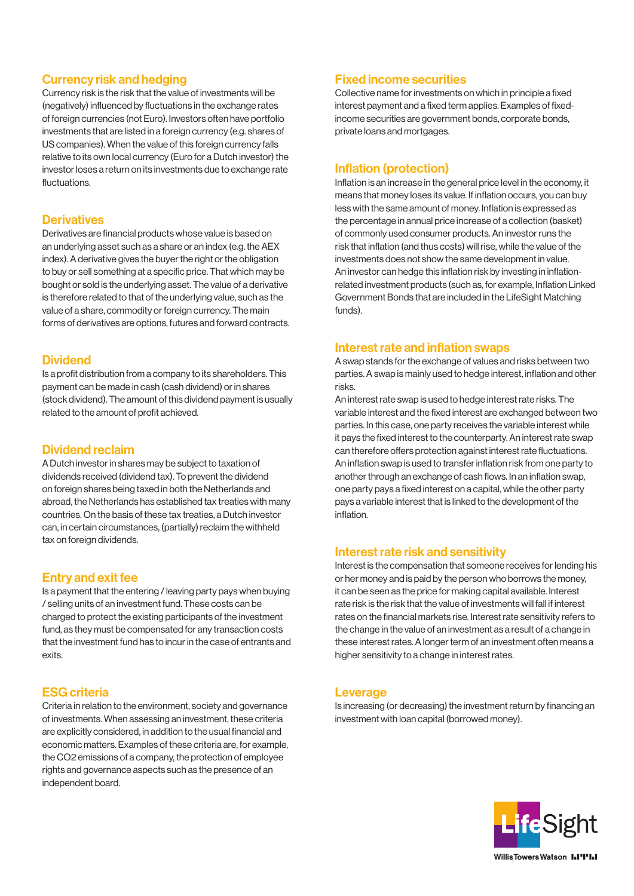## Currency risk and hedging

Currency risk is the risk that the value of investments will be (negatively) influenced by fluctuations in the exchange rates of foreign currencies (not Euro). Investors often have portfolio investments that are listed in a foreign currency (e.g. shares of US companies). When the value of this foreign currency falls relative to its own local currency (Euro for a Dutch investor) the investor loses a return on its investments due to exchange rate fluctuations.

## Derivatives

Derivatives are financial products whose value is based on an underlying asset such as a share or an index (e.g. the AEX index). A derivative gives the buyer the right or the obligation to buy or sell something at a specific price. That which may be bought or sold is the underlying asset. The value of a derivative is therefore related to that of the underlying value, such as the value of a share, commodity or foreign currency. The main forms of derivatives are options, futures and forward contracts.

## Dividend

Is a profit distribution from a company to its shareholders. This payment can be made in cash (cash dividend) or in shares (stock dividend). The amount of this dividend payment is usually related to the amount of profit achieved.

## Dividend reclaim

A Dutch investor in shares may be subject to taxation of dividends received (dividend tax). To prevent the dividend on foreign shares being taxed in both the Netherlands and abroad, the Netherlands has established tax treaties with many countries. On the basis of these tax treaties, a Dutch investor can, in certain circumstances, (partially) reclaim the withheld tax on foreign dividends.

## Entry and exit fee

Is a payment that the entering / leaving party pays when buying / selling units of an investment fund. These costs can be charged to protect the existing participants of the investment fund, as they must be compensated for any transaction costs that the investment fund has to incur in the case of entrants and exits.

## ESG criteria

Criteria in relation to the environment, society and governance of investments. When assessing an investment, these criteria are explicitly considered, in addition to the usual financial and economic matters. Examples of these criteria are, for example, the CO2 emissions of a company, the protection of employee rights and governance aspects such as the presence of an independent board.

## Fixed income securities

Collective name for investments on which in principle a fixed interest payment and a fixed term applies. Examples of fixed-income securities are government bonds, corporate bonds, private loans and mortgages.

## Inflation (protection)

Inflation is an increase in the general price level in the economy, it means that money loses its value. If inflation occurs, you can buy less with the same amount of money. Inflation is expressed as the percentage in annual price increase of a collection (basket) of commonly used consumer products. An investor runs the risk that inflation (and thus costs) will rise, while the value of the investments does not show the same development in value. An investor can hedge this inflation risk by investing in inflation-related investment products (such as, for example, Inflation Linked Government Bonds that are included in the LifeSight Matching funds).

## Interest rate and inflation swaps

A swap stands for the exchange of values and risks between two parties. A swap is mainly used to hedge interest, inflation and other risks.
An interest rate swap is used to hedge interest rate risks. The variable interest and the fixed interest are exchanged between two parties. In this case, one party receives the variable interest while it pays the fixed interest to the counterparty. An interest rate swap can therefore offers protection against interest rate fluctuations. An inflation swap is used to transfer inflation risk from one party to another through an exchange of cash flows. In an inflation swap, one party pays a fixed interest on a capital, while the other party pays a variable interest that is linked to the development of the inflation.

## Interest rate risk and sensitivity

Interest is the compensation that someone receives for lending his or her money and is paid by the person who borrows the money, it can be seen as the price for making capital available. Interest rate risk is the risk that the value of investments will fall if interest rates on the financial markets rise. Interest rate sensitivity refers to the change in the value of an investment as a result of a change in these interest rates. A longer term of an investment often means a higher sensitivity to a change in interest rates.

## Leverage

Is increasing (or decreasing) the investment return by financing an investment with loan capital (borrowed money).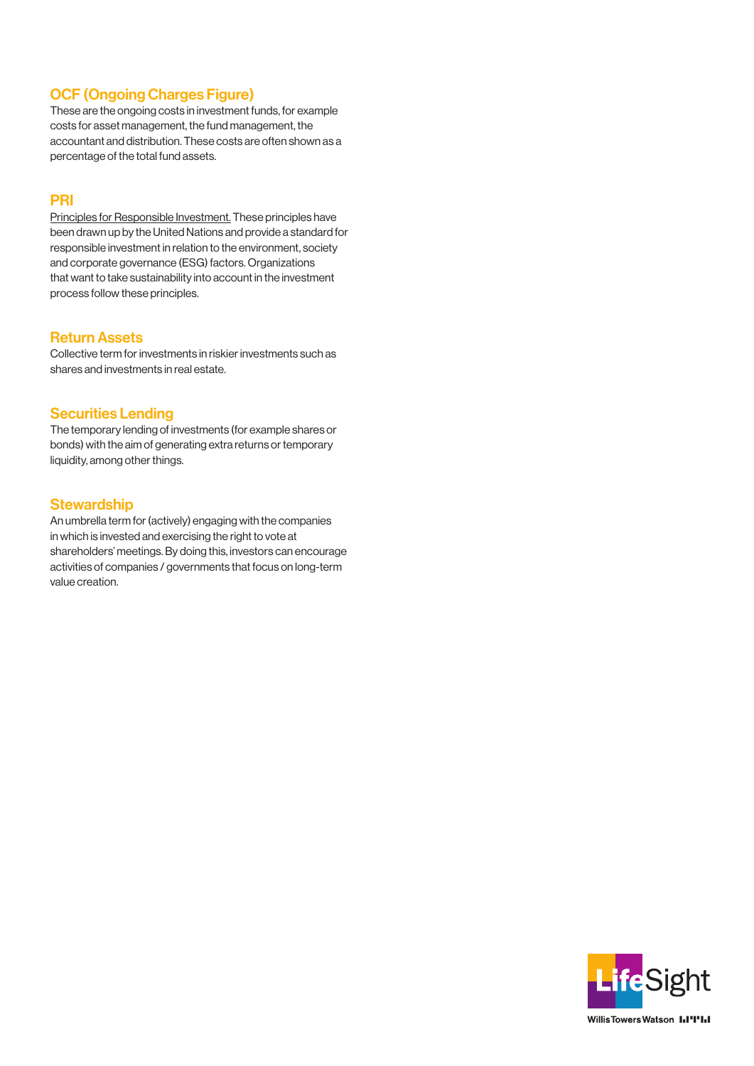### OCF (Ongoing Charges Figure)

These are the ongoing costs in investment funds, for example costs for asset management, the fund management, the accountant and distribution. These costs are often shown as a percentage of the total fund assets.

### PRI

Principles for Responsible Investment. These principles have been drawn up by the United Nations and provide a standard for responsible investment in relation to the environment, society and corporate governance (ESG) factors. Organizations that want to take sustainability into account in the investment process follow these principles.

### Return Assets

Collective term for investments in riskier investments such as shares and investments in real estate.

### Securities Lending

The temporary lending of investments (for example shares or bonds) with the aim of generating extra returns or temporary liquidity, among other things.

### Stewardship

An umbrella term for (actively) engaging with the companies in which is invested and exercising the right to vote at shareholders' meetings. By doing this, investors can encourage activities of companies / governments that focus on long-term value creation.